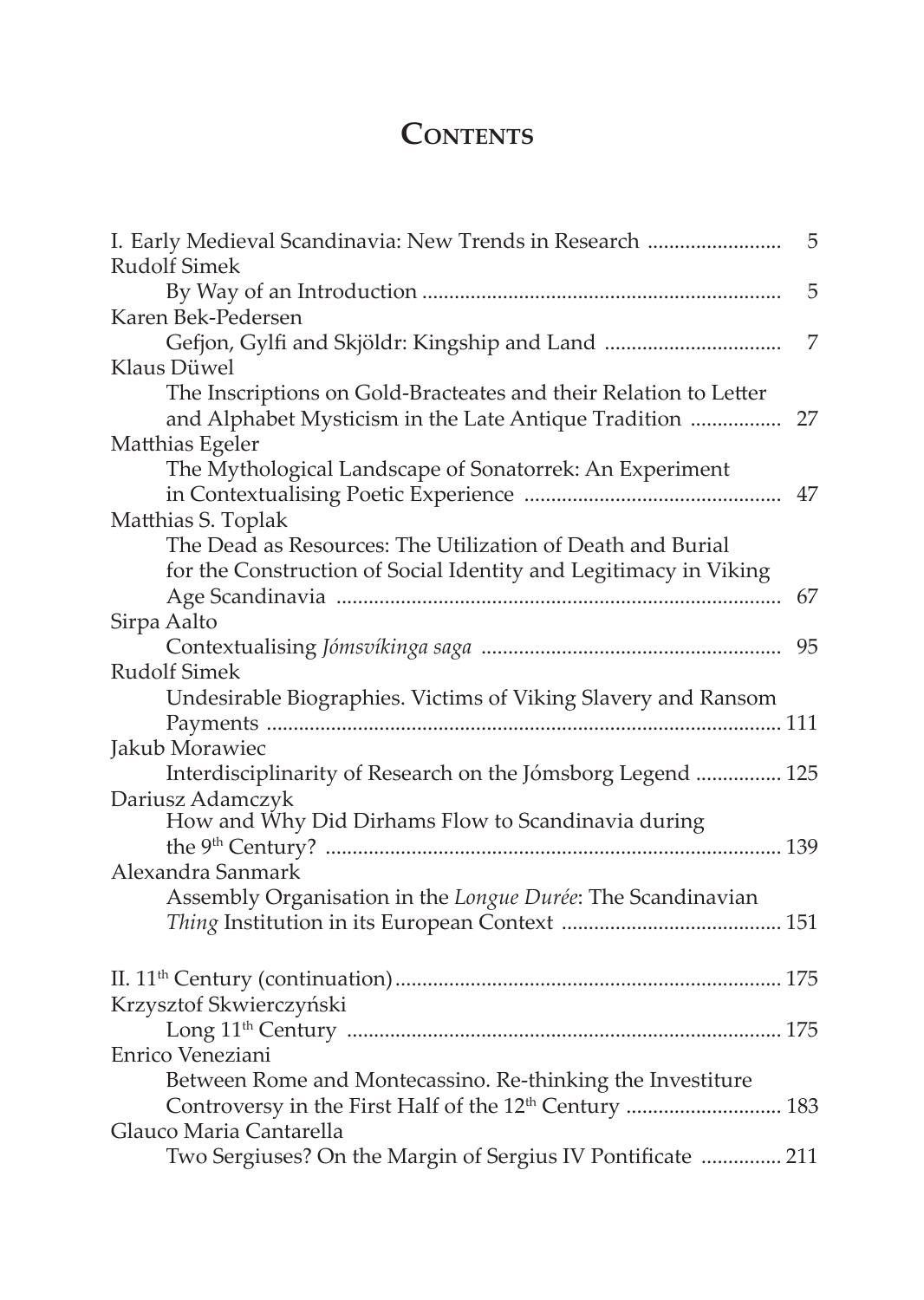# Contents

I. Early Medieval Scandinavia: New Trends in Research ........................ 5

Rudolf Simek

By Way of an Introduction ................................................................. 5

Karen Bek-Pedersen

Gefjon, Gylfi and Skjöldr: Kingship and Land ................................ 7

Klaus Düwel

The Inscriptions on Gold-Bracteates and their Relation to Letter and Alphabet Mysticism in the Late Antique Tradition ................. 27

Matthias Egeler

The Mythological Landscape of Sonatorrek: An Experiment in Contextualising Poetic Experience ............................................... 47

Matthias S. Toplak

The Dead as Resources: The Utilization of Death and Burial for the Construction of Social Identity and Legitimacy in Viking Age Scandinavia .................................................................................. 67

Sirpa Aalto

Contextualising *Jómsvíkinga saga* ....................................................... 95

Rudolf Simek

Undesirable Biographies. Victims of Viking Slavery and Ransom Payments ............................................................................................. 111

Jakub Morawiec

Interdisciplinarity of Research on the Jómsborg Legend ................ 125

Dariusz Adamczyk

How and Why Did Dirhams Flow to Scandinavia during the 9th Century? .................................................................................... 139

Alexandra Sanmark

Assembly Organisation in the *Longue Durée*: The Scandinavian *Thing* Institution in its European Context ........................................ 151

II. 11th Century (continuation)....................................................................... 175

Krzysztof Skwierczyński

Long 11th Century ................................................................................ 175

Enrico Veneziani

Between Rome and Montecassino. Re-thinking the Investiture Controversy in the First Half of the 12th Century ............................ 183

Glauco Maria Cantarella

Two Sergiuses? On the Margin of Sergius IV Pontificate ............... 211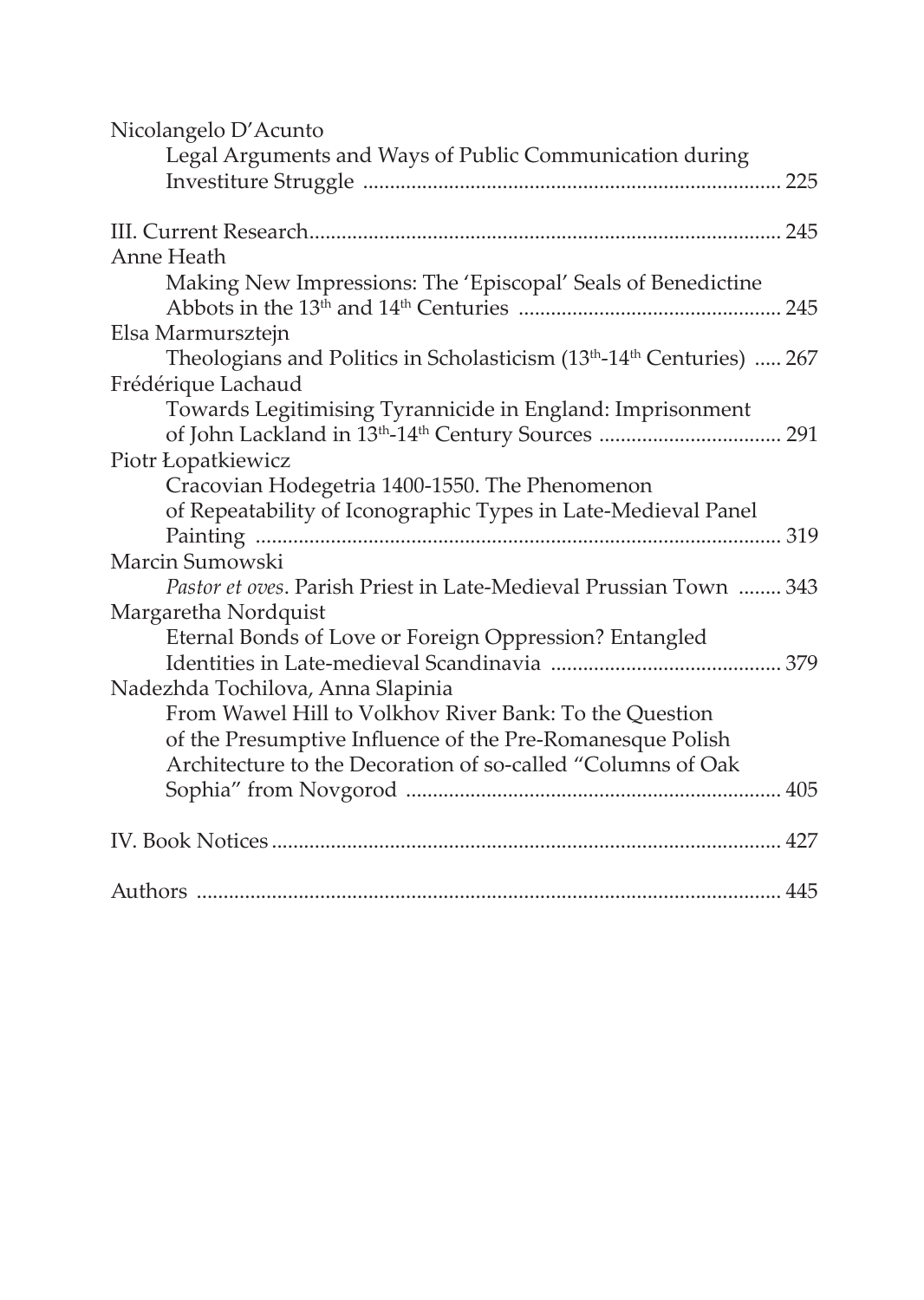Nicolangelo D'Acunto
Legal Arguments and Ways of Public Communication during Investiture Struggle ............................................................................ 225

III. Current Research....................................................................................... 245

Anne Heath
Making New Impressions: The 'Episcopal' Seals of Benedictine Abbots in the 13th and 14th Centuries ................................................. 245

Elsa Marmursztejn
Theologians and Politics in Scholasticism (13th-14th Centuries) ..... 267

Frédérique Lachaud
Towards Legitimising Tyrannicide in England: Imprisonment of John Lackland in 13th-14th Century Sources .................................. 291

Piotr Łopatkiewicz
Cracovian Hodegetria 1400-1550. The Phenomenon of Repeatability of Iconographic Types in Late-Medieval Panel Painting ................................................................................................. 319

Marcin Sumowski
*Pastor et oves*. Parish Priest in Late-Medieval Prussian Town ........ 343

Margaretha Nordquist
Eternal Bonds of Love or Foreign Oppression? Entangled Identities in Late-medieval Scandinavia ........................................... 379

Nadezhda Tochilova, Anna Slapinia
From Wawel Hill to Volkhov River Bank: To the Question of the Presumptive Influence of the Pre-Romanesque Polish Architecture to the Decoration of so-called "Columns of Oak Sophia" from Novgorod ..................................................................... 405

IV. Book Notices.............................................................................................. 427

Authors ............................................................................................................ 445